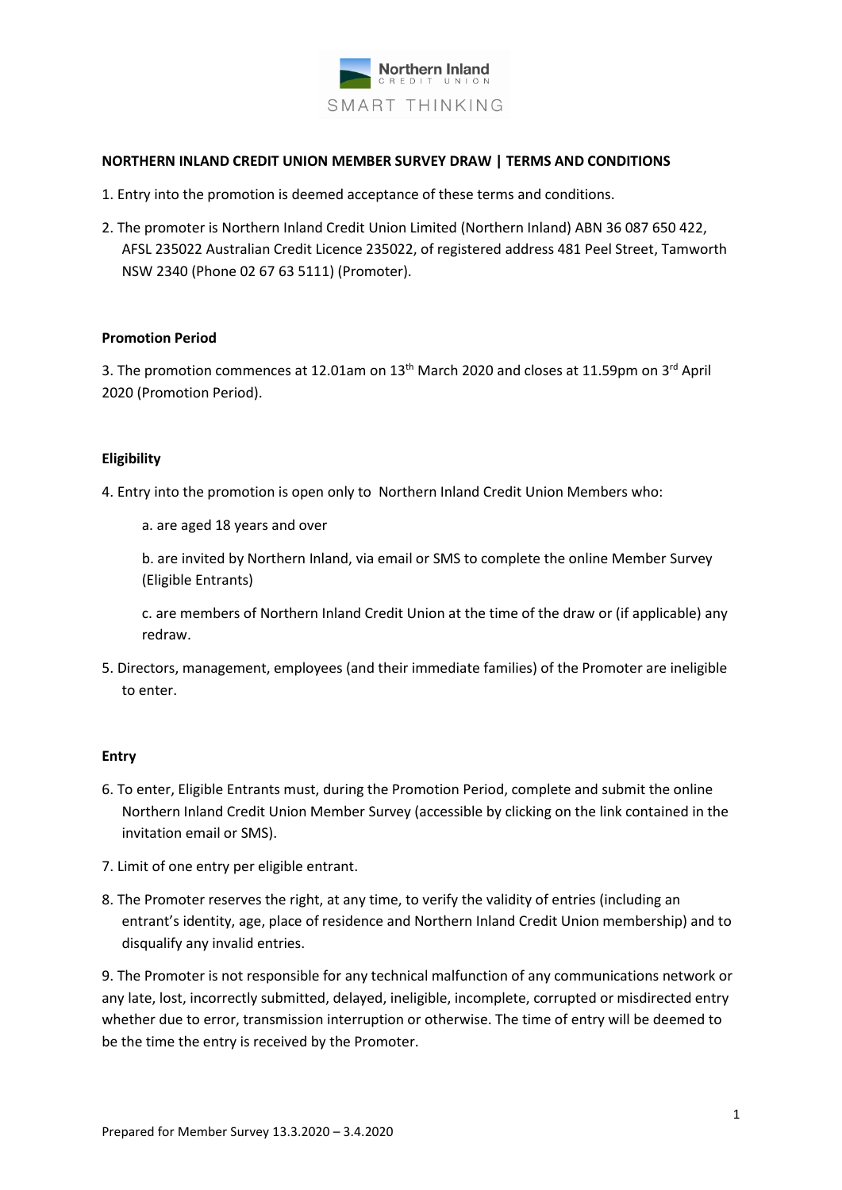**NORTHERN INLAND CREDIT UNION MEMBER SURVEY DRAW | TERMS AND CONDITIONS**

1. Entry into the promotion is deemed acceptance of these terms and conditions.

2. The promoter is Northern Inland Credit Union Limited (Northern Inland) ABN 36 087 650 422, AFSL 235022 Australian Credit Licence 235022, of registered address 481 Peel Street, Tamworth NSW 2340 (Phone 02 67 63 5111) (Promoter).

**Promotion Period**

3. The promotion commences at 12.01am on 13th March 2020 and closes at 11.59pm on 3rd April 2020 (Promotion Period).

**Eligibility**

4. Entry into the promotion is open only to Northern Inland Credit Union Members who:

   a. are aged 18 years and over

   b. are invited by Northern Inland, via email or SMS to complete the online Member Survey (Eligible Entrants)

   c. are members of Northern Inland Credit Union at the time of the draw or (if applicable) any redraw.

5. Directors, management, employees (and their immediate families) of the Promoter are ineligible to enter.

**Entry**

6. To enter, Eligible Entrants must, during the Promotion Period, complete and submit the online Northern Inland Credit Union Member Survey (accessible by clicking on the link contained in the invitation email or SMS).

7. Limit of one entry per eligible entrant.

8. The Promoter reserves the right, at any time, to verify the validity of entries (including an entrant's identity, age, place of residence and Northern Inland Credit Union membership) and to disqualify any invalid entries.

9. The Promoter is not responsible for any technical malfunction of any communications network or any late, lost, incorrectly submitted, delayed, ineligible, incomplete, corrupted or misdirected entry whether due to error, transmission interruption or otherwise. The time of entry will be deemed to be the time the entry is received by the Promoter.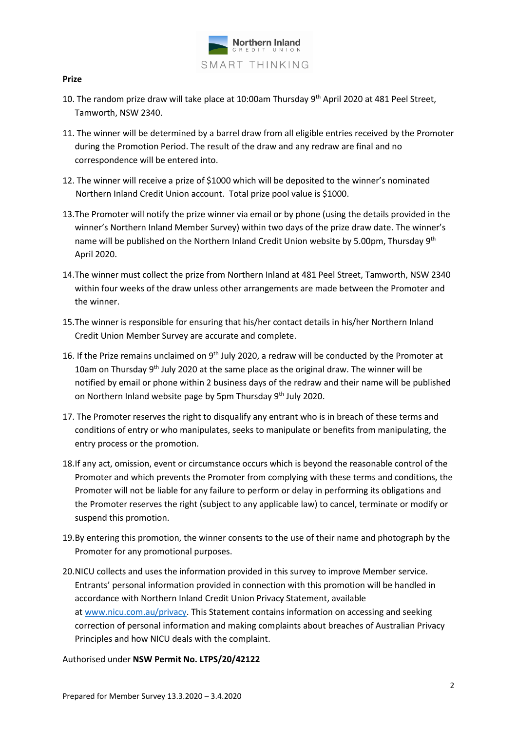**Prize**

10. The random prize draw will take place at 10:00am Thursday 9th April 2020 at 481 Peel Street, Tamworth, NSW 2340.

11. The winner will be determined by a barrel draw from all eligible entries received by the Promoter during the Promotion Period. The result of the draw and any redraw are final and no correspondence will be entered into.

12. The winner will receive a prize of $1000 which will be deposited to the winner's nominated Northern Inland Credit Union account. Total prize pool value is $1000.

13. The Promoter will notify the prize winner via email or by phone (using the details provided in the winner's Northern Inland Member Survey) within two days of the prize draw date. The winner's name will be published on the Northern Inland Credit Union website by 5.00pm, Thursday 9th April 2020.

14. The winner must collect the prize from Northern Inland at 481 Peel Street, Tamworth, NSW 2340 within four weeks of the draw unless other arrangements are made between the Promoter and the winner.

15. The winner is responsible for ensuring that his/her contact details in his/her Northern Inland Credit Union Member Survey are accurate and complete.

16. If the Prize remains unclaimed on 9th July 2020, a redraw will be conducted by the Promoter at 10am on Thursday 9th July 2020 at the same place as the original draw. The winner will be notified by email or phone within 2 business days of the redraw and their name will be published on Northern Inland website page by 5pm Thursday 9th July 2020.

17. The Promoter reserves the right to disqualify any entrant who is in breach of these terms and conditions of entry or who manipulates, seeks to manipulate or benefits from manipulating, the entry process or the promotion.

18. If any act, omission, event or circumstance occurs which is beyond the reasonable control of the Promoter and which prevents the Promoter from complying with these terms and conditions, the Promoter will not be liable for any failure to perform or delay in performing its obligations and the Promoter reserves the right (subject to any applicable law) to cancel, terminate or modify or suspend this promotion.

19. By entering this promotion, the winner consents to the use of their name and photograph by the Promoter for any promotional purposes.

20. NICU collects and uses the information provided in this survey to improve Member service. Entrants' personal information provided in connection with this promotion will be handled in accordance with Northern Inland Credit Union Privacy Statement, available at www.nicu.com.au/privacy. This Statement contains information on accessing and seeking correction of personal information and making complaints about breaches of Australian Privacy Principles and how NICU deals with the complaint.

Authorised under **NSW Permit No. LTPS/20/42122**

Prepared for Member Survey 13.3.2020 – 3.4.2020